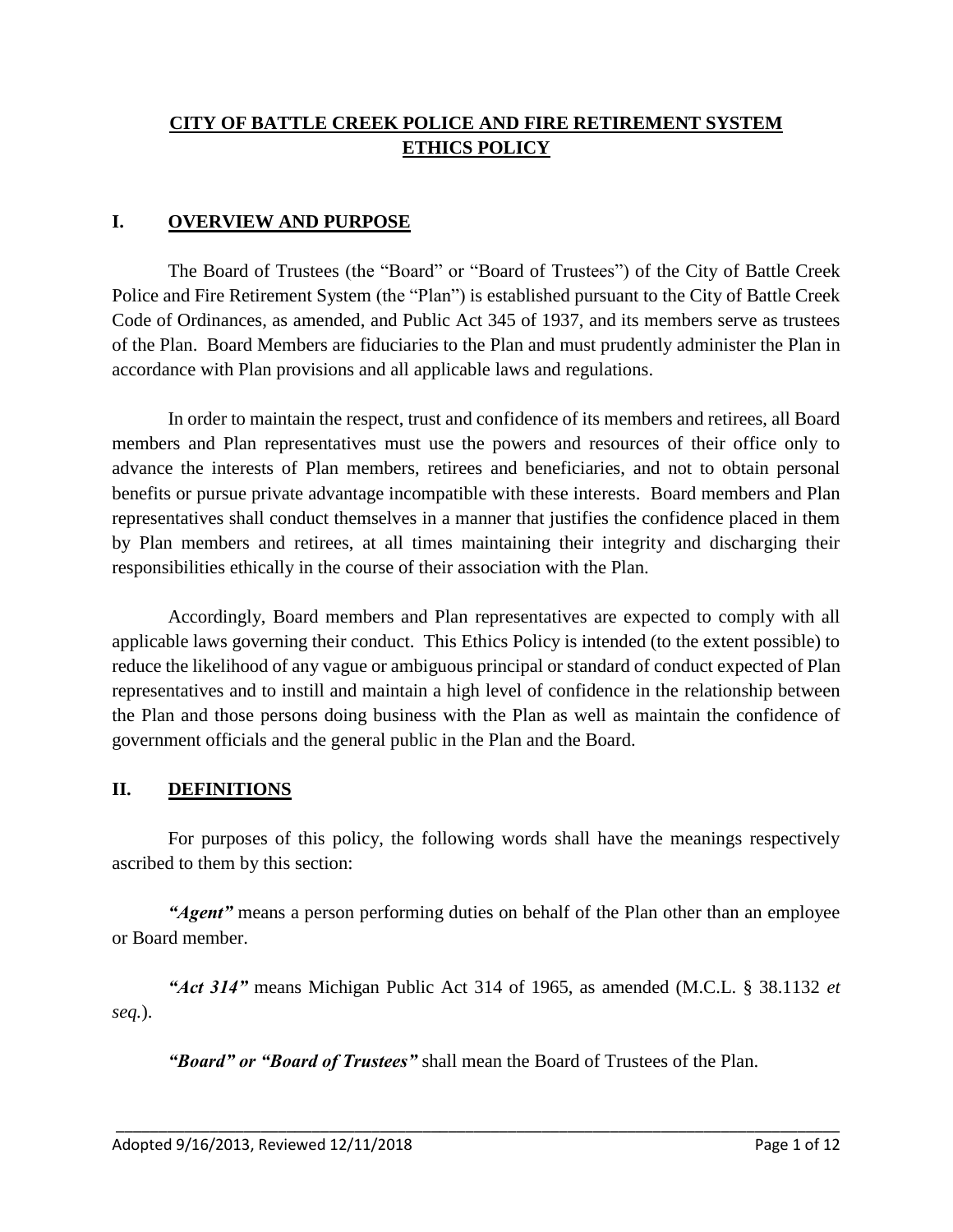# CITY OF BATTLE CREEK POLICE AND FIRE RETIREMENT SYSTEM ETHICS POLICY

## I. OVERVIEW AND PURPOSE

The Board of Trustees (the "Board" or "Board of Trustees") of the City of Battle Creek Police and Fire Retirement System (the "Plan") is established pursuant to the City of Battle Creek Code of Ordinances, as amended, and Public Act 345 of 1937, and its members serve as trustees of the Plan. Board Members are fiduciaries to the Plan and must prudently administer the Plan in accordance with Plan provisions and all applicable laws and regulations.

In order to maintain the respect, trust and confidence of its members and retirees, all Board members and Plan representatives must use the powers and resources of their office only to advance the interests of Plan members, retirees and beneficiaries, and not to obtain personal benefits or pursue private advantage incompatible with these interests. Board members and Plan representatives shall conduct themselves in a manner that justifies the confidence placed in them by Plan members and retirees, at all times maintaining their integrity and discharging their responsibilities ethically in the course of their association with the Plan.

Accordingly, Board members and Plan representatives are expected to comply with all applicable laws governing their conduct. This Ethics Policy is intended (to the extent possible) to reduce the likelihood of any vague or ambiguous principal or standard of conduct expected of Plan representatives and to instill and maintain a high level of confidence in the relationship between the Plan and those persons doing business with the Plan as well as maintain the confidence of government officials and the general public in the Plan and the Board.

## II. DEFINITIONS

For purposes of this policy, the following words shall have the meanings respectively ascribed to them by this section:

***"Agent"*** means a person performing duties on behalf of the Plan other than an employee or Board member.

***"Act 314"*** means Michigan Public Act 314 of 1965, as amended (M.C.L. § 38.1132 *et seq.*).

***"Board" or "Board of Trustees"*** shall mean the Board of Trustees of the Plan.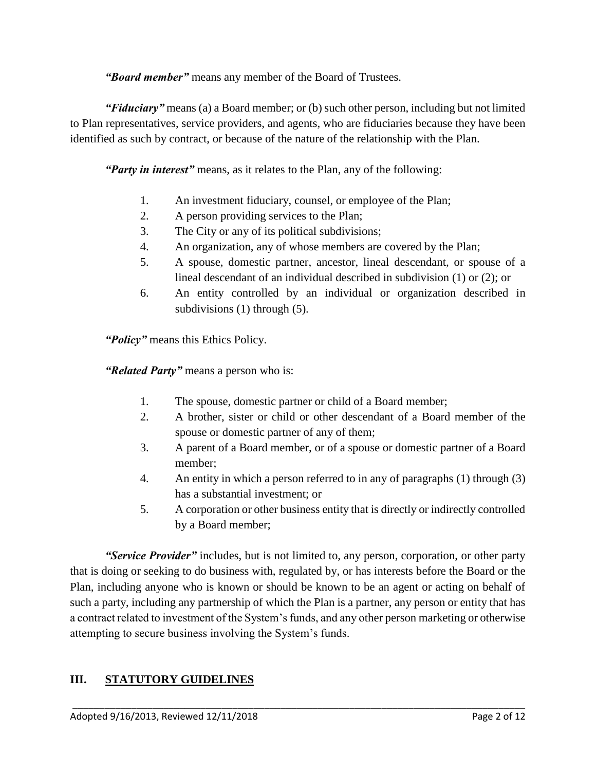***"Board member"*** means any member of the Board of Trustees.

***"Fiduciary"*** means (a) a Board member; or (b) such other person, including but not limited to Plan representatives, service providers, and agents, who are fiduciaries because they have been identified as such by contract, or because of the nature of the relationship with the Plan.

***"Party in interest"*** means, as it relates to the Plan, any of the following:

1. An investment fiduciary, counsel, or employee of the Plan;
2. A person providing services to the Plan;
3. The City or any of its political subdivisions;
4. An organization, any of whose members are covered by the Plan;
5. A spouse, domestic partner, ancestor, lineal descendant, or spouse of a lineal descendant of an individual described in subdivision (1) or (2); or
6. An entity controlled by an individual or organization described in subdivisions (1) through (5).

***"Policy"*** means this Ethics Policy.

***"Related Party"*** means a person who is:

1. The spouse, domestic partner or child of a Board member;
2. A brother, sister or child or other descendant of a Board member of the spouse or domestic partner of any of them;
3. A parent of a Board member, or of a spouse or domestic partner of a Board member;
4. An entity in which a person referred to in any of paragraphs (1) through (3) has a substantial investment; or
5. A corporation or other business entity that is directly or indirectly controlled by a Board member;

***"Service Provider"*** includes, but is not limited to, any person, corporation, or other party that is doing or seeking to do business with, regulated by, or has interests before the Board or the Plan, including anyone who is known or should be known to be an agent or acting on behalf of such a party, including any partnership of which the Plan is a partner, any person or entity that has a contract related to investment of the System's funds, and any other person marketing or otherwise attempting to secure business involving the System's funds.

## III. STATUTORY GUIDELINES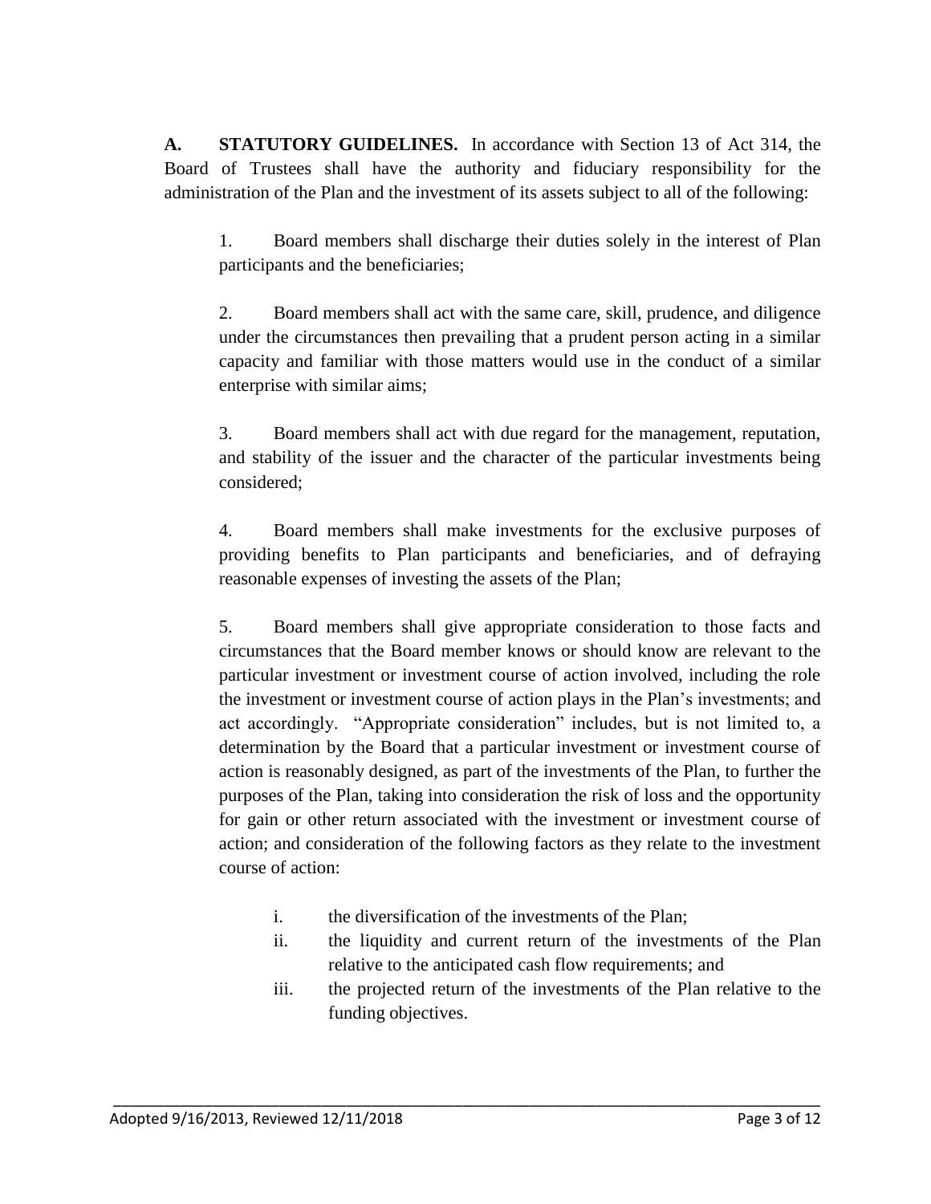**A. STATUTORY GUIDELINES.** In accordance with Section 13 of Act 314, the Board of Trustees shall have the authority and fiduciary responsibility for the administration of the Plan and the investment of its assets subject to all of the following:

1. Board members shall discharge their duties solely in the interest of Plan participants and the beneficiaries;

2. Board members shall act with the same care, skill, prudence, and diligence under the circumstances then prevailing that a prudent person acting in a similar capacity and familiar with those matters would use in the conduct of a similar enterprise with similar aims;

3. Board members shall act with due regard for the management, reputation, and stability of the issuer and the character of the particular investments being considered;

4. Board members shall make investments for the exclusive purposes of providing benefits to Plan participants and beneficiaries, and of defraying reasonable expenses of investing the assets of the Plan;

5. Board members shall give appropriate consideration to those facts and circumstances that the Board member knows or should know are relevant to the particular investment or investment course of action involved, including the role the investment or investment course of action plays in the Plan's investments; and act accordingly. "Appropriate consideration" includes, but is not limited to, a determination by the Board that a particular investment or investment course of action is reasonably designed, as part of the investments of the Plan, to further the purposes of the Plan, taking into consideration the risk of loss and the opportunity for gain or other return associated with the investment or investment course of action; and consideration of the following factors as they relate to the investment course of action:

   i. the diversification of the investments of the Plan;
   
   ii. the liquidity and current return of the investments of the Plan relative to the anticipated cash flow requirements; and
   
   iii. the projected return of the investments of the Plan relative to the funding objectives.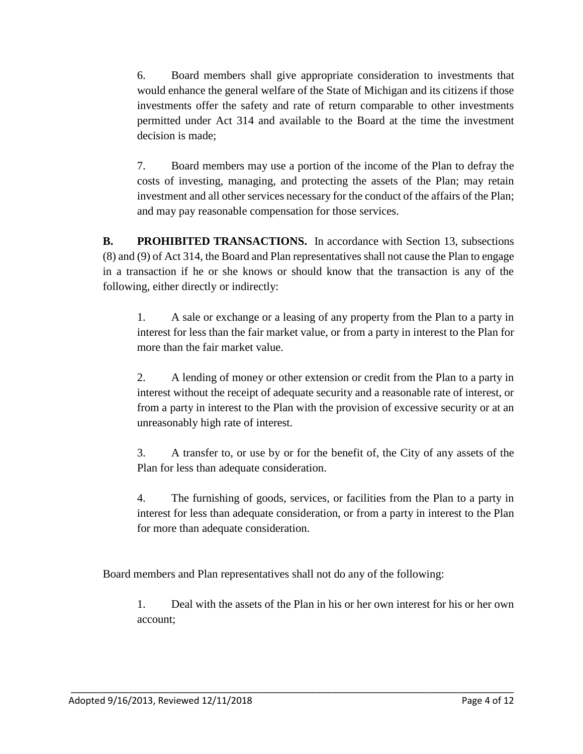6. Board members shall give appropriate consideration to investments that would enhance the general welfare of the State of Michigan and its citizens if those investments offer the safety and rate of return comparable to other investments permitted under Act 314 and available to the Board at the time the investment decision is made;

7. Board members may use a portion of the income of the Plan to defray the costs of investing, managing, and protecting the assets of the Plan; may retain investment and all other services necessary for the conduct of the affairs of the Plan; and may pay reasonable compensation for those services.

**B. PROHIBITED TRANSACTIONS.** In accordance with Section 13, subsections (8) and (9) of Act 314, the Board and Plan representatives shall not cause the Plan to engage in a transaction if he or she knows or should know that the transaction is any of the following, either directly or indirectly:

1. A sale or exchange or a leasing of any property from the Plan to a party in interest for less than the fair market value, or from a party in interest to the Plan for more than the fair market value.

2. A lending of money or other extension or credit from the Plan to a party in interest without the receipt of adequate security and a reasonable rate of interest, or from a party in interest to the Plan with the provision of excessive security or at an unreasonably high rate of interest.

3. A transfer to, or use by or for the benefit of, the City of any assets of the Plan for less than adequate consideration.

4. The furnishing of goods, services, or facilities from the Plan to a party in interest for less than adequate consideration, or from a party in interest to the Plan for more than adequate consideration.

Board members and Plan representatives shall not do any of the following:

1. Deal with the assets of the Plan in his or her own interest for his or her own account;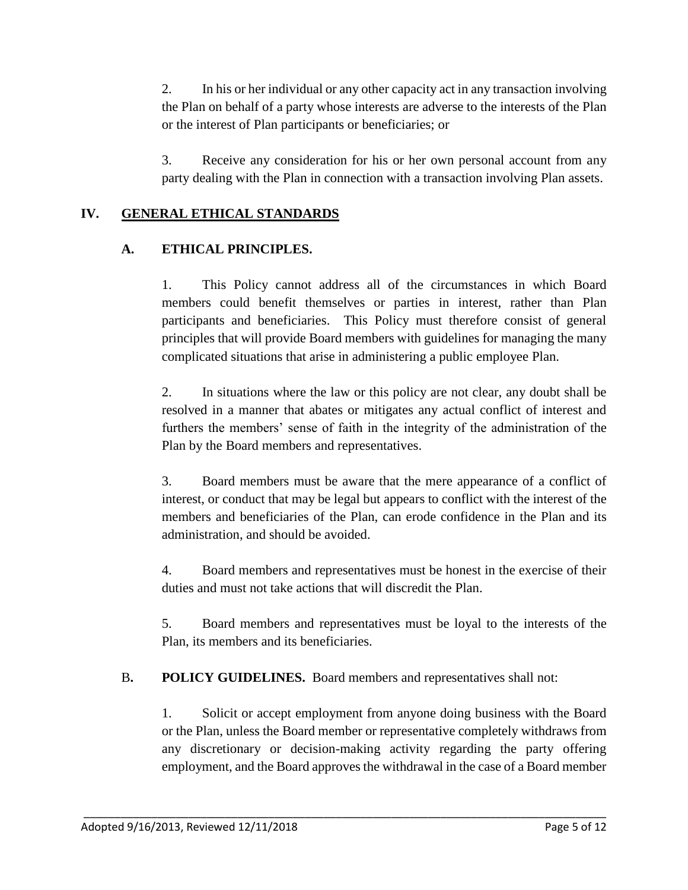2. In his or her individual or any other capacity act in any transaction involving the Plan on behalf of a party whose interests are adverse to the interests of the Plan or the interest of Plan participants or beneficiaries; or

3. Receive any consideration for his or her own personal account from any party dealing with the Plan in connection with a transaction involving Plan assets.

## IV. GENERAL ETHICAL STANDARDS

### A. ETHICAL PRINCIPLES.

1. This Policy cannot address all of the circumstances in which Board members could benefit themselves or parties in interest, rather than Plan participants and beneficiaries. This Policy must therefore consist of general principles that will provide Board members with guidelines for managing the many complicated situations that arise in administering a public employee Plan.

2. In situations where the law or this policy are not clear, any doubt shall be resolved in a manner that abates or mitigates any actual conflict of interest and furthers the members' sense of faith in the integrity of the administration of the Plan by the Board members and representatives.

3. Board members must be aware that the mere appearance of a conflict of interest, or conduct that may be legal but appears to conflict with the interest of the members and beneficiaries of the Plan, can erode confidence in the Plan and its administration, and should be avoided.

4. Board members and representatives must be honest in the exercise of their duties and must not take actions that will discredit the Plan.

5. Board members and representatives must be loyal to the interests of the Plan, its members and its beneficiaries.

### B. POLICY GUIDELINES.

Board members and representatives shall not:

1. Solicit or accept employment from anyone doing business with the Board or the Plan, unless the Board member or representative completely withdraws from any discretionary or decision-making activity regarding the party offering employment, and the Board approves the withdrawal in the case of a Board member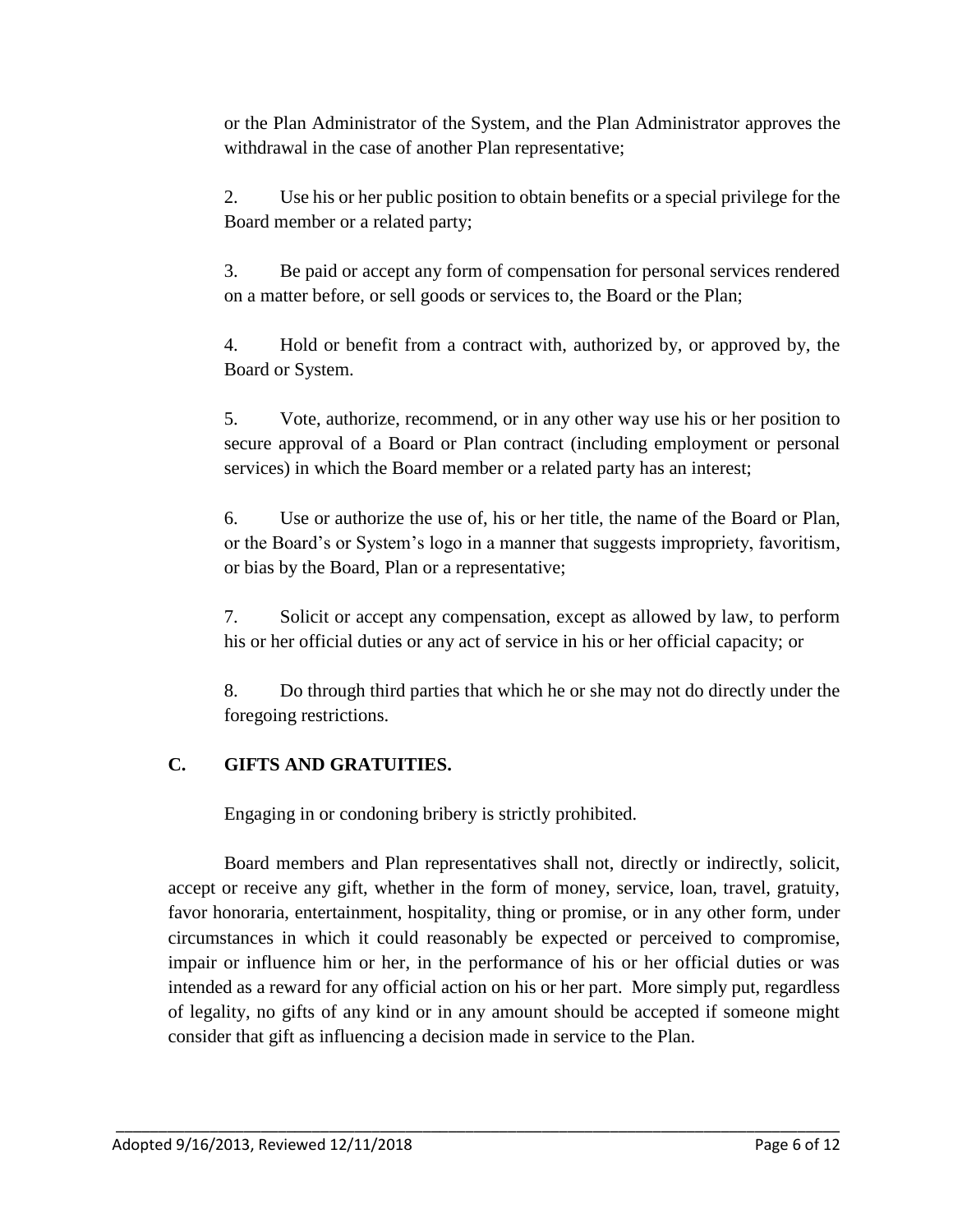or the Plan Administrator of the System, and the Plan Administrator approves the withdrawal in the case of another Plan representative;

2. Use his or her public position to obtain benefits or a special privilege for the Board member or a related party;

3. Be paid or accept any form of compensation for personal services rendered on a matter before, or sell goods or services to, the Board or the Plan;

4. Hold or benefit from a contract with, authorized by, or approved by, the Board or System.

5. Vote, authorize, recommend, or in any other way use his or her position to secure approval of a Board or Plan contract (including employment or personal services) in which the Board member or a related party has an interest;

6. Use or authorize the use of, his or her title, the name of the Board or Plan, or the Board's or System's logo in a manner that suggests impropriety, favoritism, or bias by the Board, Plan or a representative;

7. Solicit or accept any compensation, except as allowed by law, to perform his or her official duties or any act of service in his or her official capacity; or

8. Do through third parties that which he or she may not do directly under the foregoing restrictions.

## C. GIFTS AND GRATUITIES.

Engaging in or condoning bribery is strictly prohibited.

Board members and Plan representatives shall not, directly or indirectly, solicit, accept or receive any gift, whether in the form of money, service, loan, travel, gratuity, favor honoraria, entertainment, hospitality, thing or promise, or in any other form, under circumstances in which it could reasonably be expected or perceived to compromise, impair or influence him or her, in the performance of his or her official duties or was intended as a reward for any official action on his or her part. More simply put, regardless of legality, no gifts of any kind or in any amount should be accepted if someone might consider that gift as influencing a decision made in service to the Plan.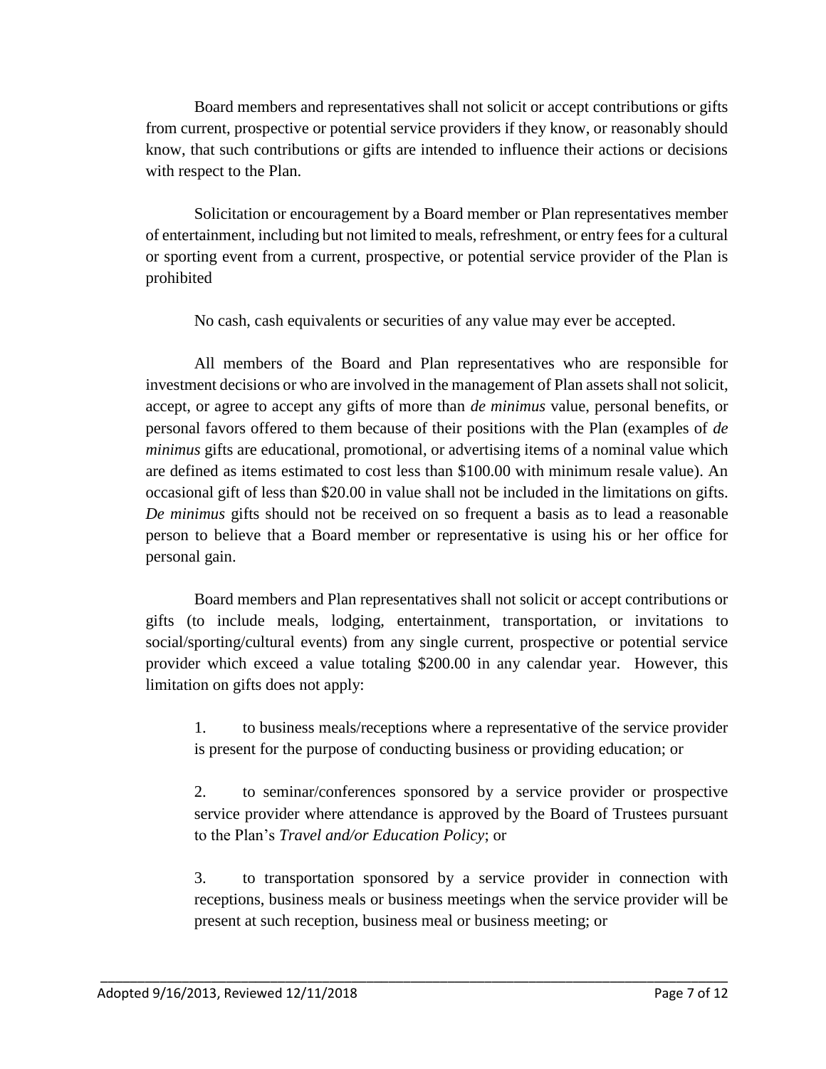Board members and representatives shall not solicit or accept contributions or gifts from current, prospective or potential service providers if they know, or reasonably should know, that such contributions or gifts are intended to influence their actions or decisions with respect to the Plan.

Solicitation or encouragement by a Board member or Plan representatives member of entertainment, including but not limited to meals, refreshment, or entry fees for a cultural or sporting event from a current, prospective, or potential service provider of the Plan is prohibited

No cash, cash equivalents or securities of any value may ever be accepted.

All members of the Board and Plan representatives who are responsible for investment decisions or who are involved in the management of Plan assets shall not solicit, accept, or agree to accept any gifts of more than *de minimus* value, personal benefits, or personal favors offered to them because of their positions with the Plan (examples of *de minimus* gifts are educational, promotional, or advertising items of a nominal value which are defined as items estimated to cost less than $100.00 with minimum resale value). An occasional gift of less than $20.00 in value shall not be included in the limitations on gifts. *De minimus* gifts should not be received on so frequent a basis as to lead a reasonable person to believe that a Board member or representative is using his or her office for personal gain.

Board members and Plan representatives shall not solicit or accept contributions or gifts (to include meals, lodging, entertainment, transportation, or invitations to social/sporting/cultural events) from any single current, prospective or potential service provider which exceed a value totaling $200.00 in any calendar year. However, this limitation on gifts does not apply:

1. to business meals/receptions where a representative of the service provider is present for the purpose of conducting business or providing education; or

2. to seminar/conferences sponsored by a service provider or prospective service provider where attendance is approved by the Board of Trustees pursuant to the Plan's *Travel and/or Education Policy*; or

3. to transportation sponsored by a service provider in connection with receptions, business meals or business meetings when the service provider will be present at such reception, business meal or business meeting; or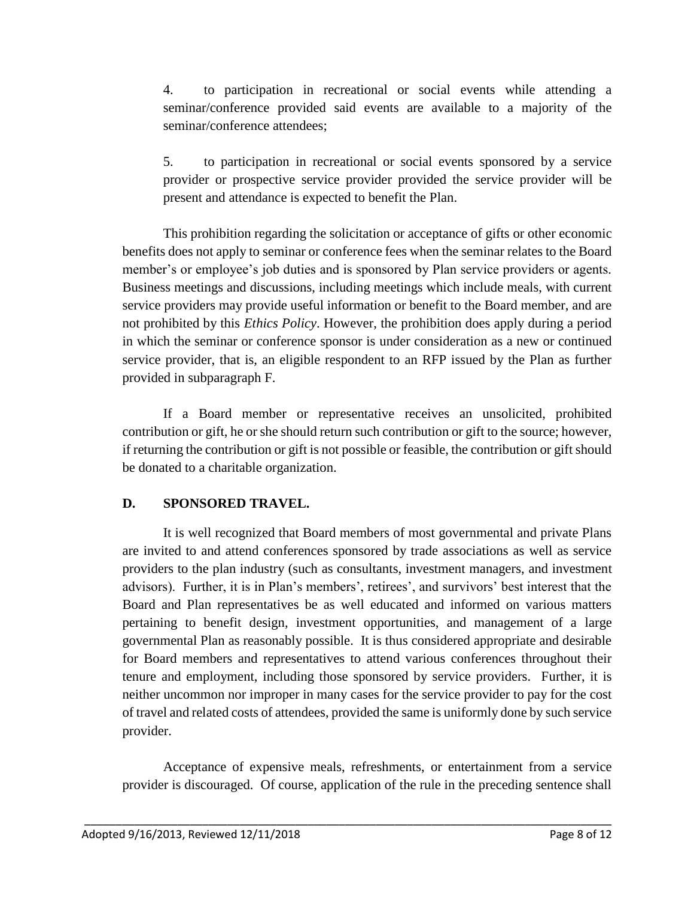4. to participation in recreational or social events while attending a seminar/conference provided said events are available to a majority of the seminar/conference attendees;

5. to participation in recreational or social events sponsored by a service provider or prospective service provider provided the service provider will be present and attendance is expected to benefit the Plan.

This prohibition regarding the solicitation or acceptance of gifts or other economic benefits does not apply to seminar or conference fees when the seminar relates to the Board member's or employee's job duties and is sponsored by Plan service providers or agents. Business meetings and discussions, including meetings which include meals, with current service providers may provide useful information or benefit to the Board member, and are not prohibited by this *Ethics Policy*. However, the prohibition does apply during a period in which the seminar or conference sponsor is under consideration as a new or continued service provider, that is, an eligible respondent to an RFP issued by the Plan as further provided in subparagraph F.

If a Board member or representative receives an unsolicited, prohibited contribution or gift, he or she should return such contribution or gift to the source; however, if returning the contribution or gift is not possible or feasible, the contribution or gift should be donated to a charitable organization.

## D. SPONSORED TRAVEL.

It is well recognized that Board members of most governmental and private Plans are invited to and attend conferences sponsored by trade associations as well as service providers to the plan industry (such as consultants, investment managers, and investment advisors). Further, it is in Plan's members', retirees', and survivors' best interest that the Board and Plan representatives be as well educated and informed on various matters pertaining to benefit design, investment opportunities, and management of a large governmental Plan as reasonably possible. It is thus considered appropriate and desirable for Board members and representatives to attend various conferences throughout their tenure and employment, including those sponsored by service providers. Further, it is neither uncommon nor improper in many cases for the service provider to pay for the cost of travel and related costs of attendees, provided the same is uniformly done by such service provider.

Acceptance of expensive meals, refreshments, or entertainment from a service provider is discouraged. Of course, application of the rule in the preceding sentence shall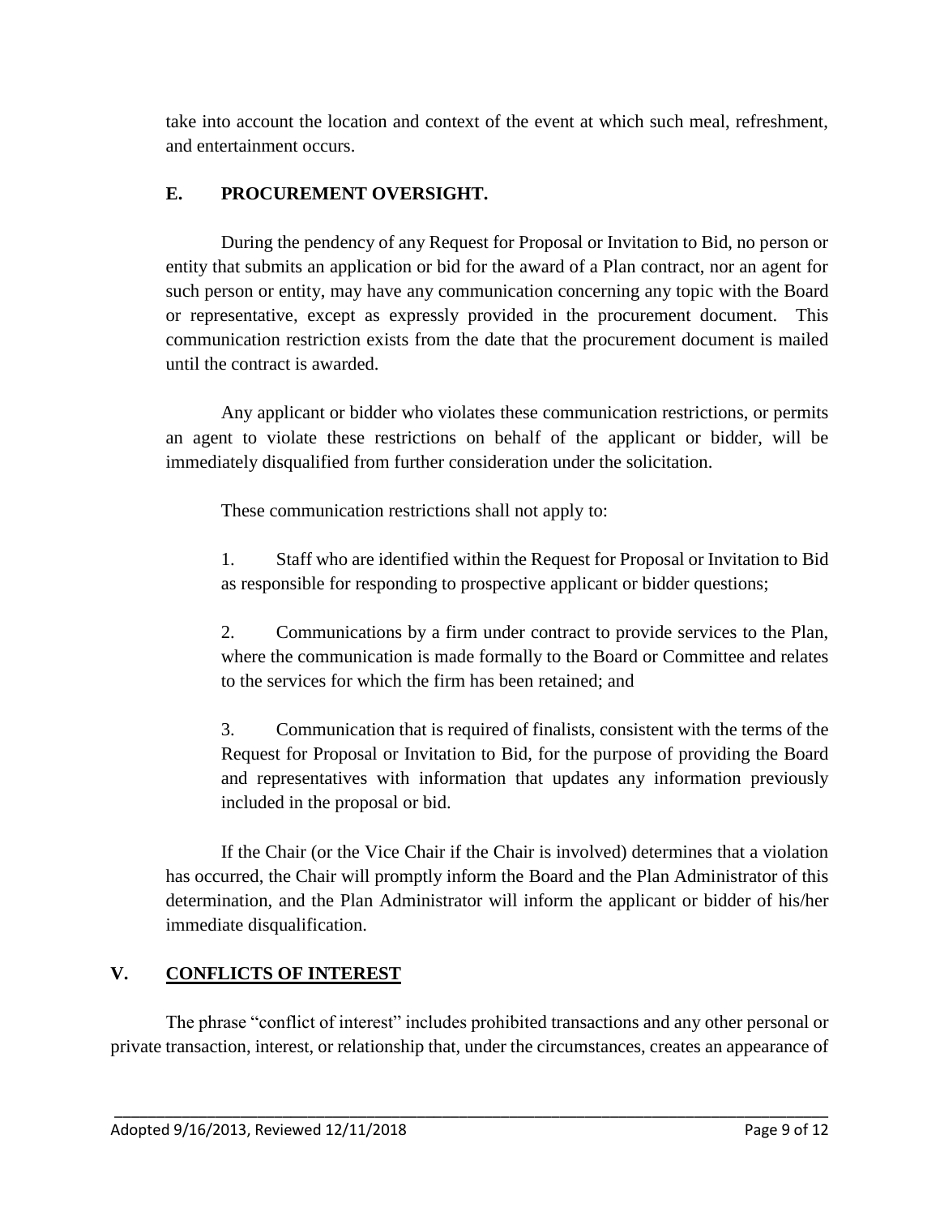take into account the location and context of the event at which such meal, refreshment, and entertainment occurs.

### E. PROCUREMENT OVERSIGHT.

During the pendency of any Request for Proposal or Invitation to Bid, no person or entity that submits an application or bid for the award of a Plan contract, nor an agent for such person or entity, may have any communication concerning any topic with the Board or representative, except as expressly provided in the procurement document. This communication restriction exists from the date that the procurement document is mailed until the contract is awarded.

Any applicant or bidder who violates these communication restrictions, or permits an agent to violate these restrictions on behalf of the applicant or bidder, will be immediately disqualified from further consideration under the solicitation.

These communication restrictions shall not apply to:

1. Staff who are identified within the Request for Proposal or Invitation to Bid as responsible for responding to prospective applicant or bidder questions;

2. Communications by a firm under contract to provide services to the Plan, where the communication is made formally to the Board or Committee and relates to the services for which the firm has been retained; and

3. Communication that is required of finalists, consistent with the terms of the Request for Proposal or Invitation to Bid, for the purpose of providing the Board and representatives with information that updates any information previously included in the proposal or bid.

If the Chair (or the Vice Chair if the Chair is involved) determines that a violation has occurred, the Chair will promptly inform the Board and the Plan Administrator of this determination, and the Plan Administrator will inform the applicant or bidder of his/her immediate disqualification.

## V. CONFLICTS OF INTEREST

The phrase "conflict of interest" includes prohibited transactions and any other personal or private transaction, interest, or relationship that, under the circumstances, creates an appearance of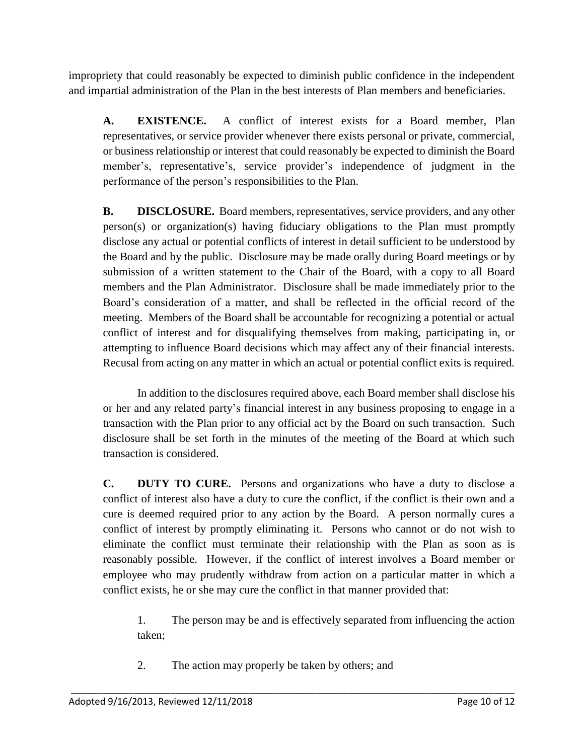impropriety that could reasonably be expected to diminish public confidence in the independent and impartial administration of the Plan in the best interests of Plan members and beneficiaries.

**A. EXISTENCE.** A conflict of interest exists for a Board member, Plan representatives, or service provider whenever there exists personal or private, commercial, or business relationship or interest that could reasonably be expected to diminish the Board member's, representative's, service provider's independence of judgment in the performance of the person's responsibilities to the Plan.

**B. DISCLOSURE.** Board members, representatives, service providers, and any other person(s) or organization(s) having fiduciary obligations to the Plan must promptly disclose any actual or potential conflicts of interest in detail sufficient to be understood by the Board and by the public. Disclosure may be made orally during Board meetings or by submission of a written statement to the Chair of the Board, with a copy to all Board members and the Plan Administrator. Disclosure shall be made immediately prior to the Board's consideration of a matter, and shall be reflected in the official record of the meeting. Members of the Board shall be accountable for recognizing a potential or actual conflict of interest and for disqualifying themselves from making, participating in, or attempting to influence Board decisions which may affect any of their financial interests. Recusal from acting on any matter in which an actual or potential conflict exits is required.

In addition to the disclosures required above, each Board member shall disclose his or her and any related party's financial interest in any business proposing to engage in a transaction with the Plan prior to any official act by the Board on such transaction. Such disclosure shall be set forth in the minutes of the meeting of the Board at which such transaction is considered.

**C. DUTY TO CURE.** Persons and organizations who have a duty to disclose a conflict of interest also have a duty to cure the conflict, if the conflict is their own and a cure is deemed required prior to any action by the Board. A person normally cures a conflict of interest by promptly eliminating it. Persons who cannot or do not wish to eliminate the conflict must terminate their relationship with the Plan as soon as is reasonably possible. However, if the conflict of interest involves a Board member or employee who may prudently withdraw from action on a particular matter in which a conflict exists, he or she may cure the conflict in that manner provided that:

1. The person may be and is effectively separated from influencing the action taken;

2. The action may properly be taken by others; and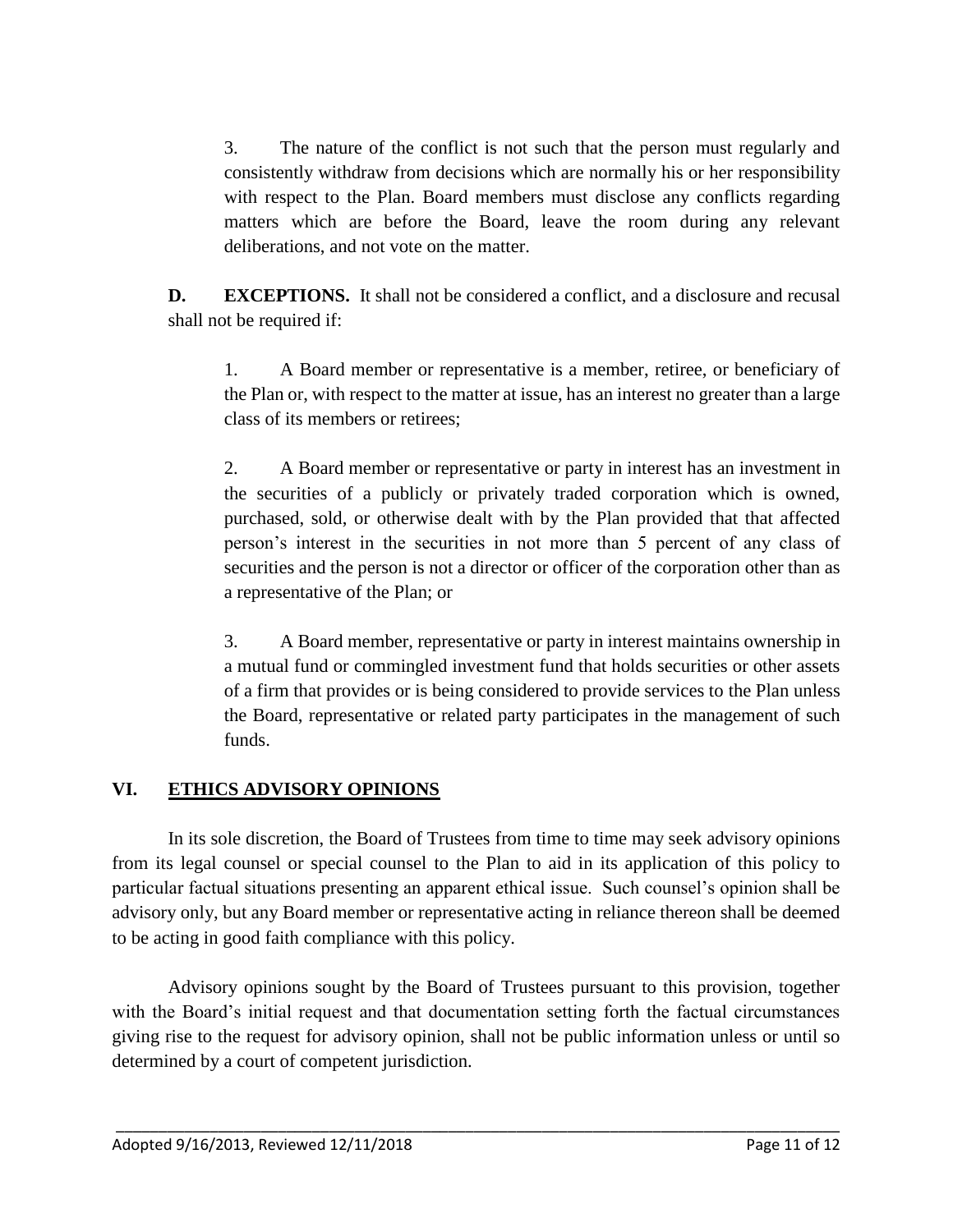3. The nature of the conflict is not such that the person must regularly and consistently withdraw from decisions which are normally his or her responsibility with respect to the Plan. Board members must disclose any conflicts regarding matters which are before the Board, leave the room during any relevant deliberations, and not vote on the matter.

**D. EXCEPTIONS.** It shall not be considered a conflict, and a disclosure and recusal shall not be required if:

1. A Board member or representative is a member, retiree, or beneficiary of the Plan or, with respect to the matter at issue, has an interest no greater than a large class of its members or retirees;

2. A Board member or representative or party in interest has an investment in the securities of a publicly or privately traded corporation which is owned, purchased, sold, or otherwise dealt with by the Plan provided that that affected person's interest in the securities in not more than 5 percent of any class of securities and the person is not a director or officer of the corporation other than as a representative of the Plan; or

3. A Board member, representative or party in interest maintains ownership in a mutual fund or commingled investment fund that holds securities or other assets of a firm that provides or is being considered to provide services to the Plan unless the Board, representative or related party participates in the management of such funds.

## VI. ETHICS ADVISORY OPINIONS

In its sole discretion, the Board of Trustees from time to time may seek advisory opinions from its legal counsel or special counsel to the Plan to aid in its application of this policy to particular factual situations presenting an apparent ethical issue. Such counsel's opinion shall be advisory only, but any Board member or representative acting in reliance thereon shall be deemed to be acting in good faith compliance with this policy.

Advisory opinions sought by the Board of Trustees pursuant to this provision, together with the Board's initial request and that documentation setting forth the factual circumstances giving rise to the request for advisory opinion, shall not be public information unless or until so determined by a court of competent jurisdiction.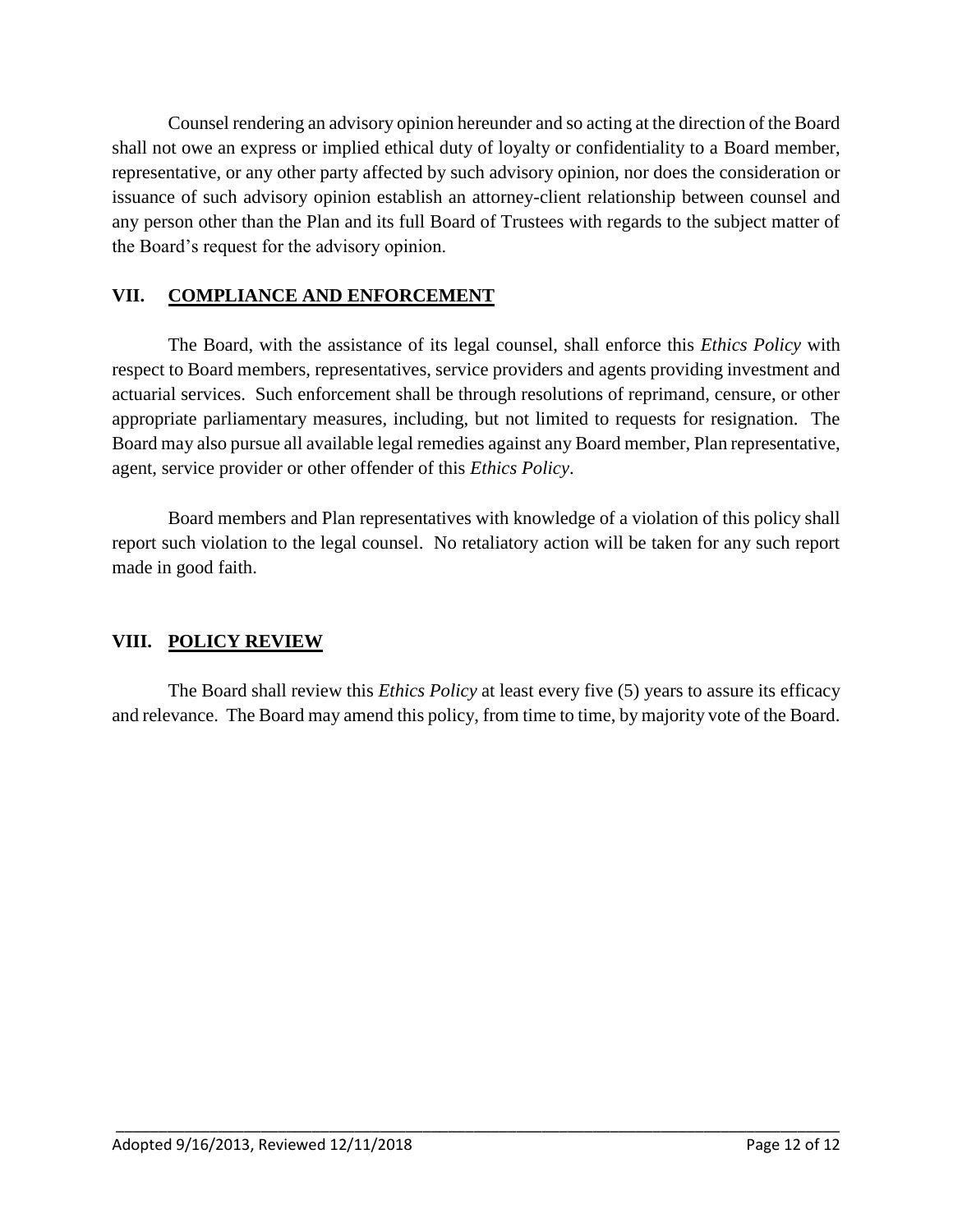Counsel rendering an advisory opinion hereunder and so acting at the direction of the Board shall not owe an express or implied ethical duty of loyalty or confidentiality to a Board member, representative, or any other party affected by such advisory opinion, nor does the consideration or issuance of such advisory opinion establish an attorney-client relationship between counsel and any person other than the Plan and its full Board of Trustees with regards to the subject matter of the Board's request for the advisory opinion.

## VII. COMPLIANCE AND ENFORCEMENT

The Board, with the assistance of its legal counsel, shall enforce this *Ethics Policy* with respect to Board members, representatives, service providers and agents providing investment and actuarial services. Such enforcement shall be through resolutions of reprimand, censure, or other appropriate parliamentary measures, including, but not limited to requests for resignation. The Board may also pursue all available legal remedies against any Board member, Plan representative, agent, service provider or other offender of this *Ethics Policy*.

Board members and Plan representatives with knowledge of a violation of this policy shall report such violation to the legal counsel. No retaliatory action will be taken for any such report made in good faith.

## VIII. POLICY REVIEW

The Board shall review this *Ethics Policy* at least every five (5) years to assure its efficacy and relevance. The Board may amend this policy, from time to time, by majority vote of the Board.